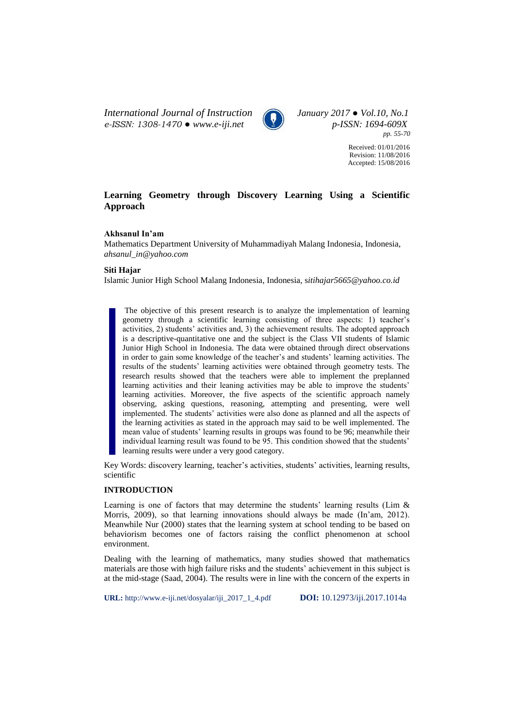# Learning Geometry through Discovery Learning Using a Scientific Approach

**Akhsanul In'am**

Mathematics Department University of Muhammadiyah Malang Indonesia, Indonesia, *ahsanul_in@yahoo.com*

**Siti Hajar**

Islamic Junior High School Malang Indonesia, Indonesia, s*itihajar5665@yahoo.co.id*

The objective of this present research is to analyze the implementation of learning geometry through a scientific learning consisting of three aspects: 1) teacher's activities, 2) students' activities and, 3) the achievement results. The adopted approach is a descriptive-quantitative one and the subject is the Class VII students of Islamic Junior High School in Indonesia. The data were obtained through direct observations in order to gain some knowledge of the teacher's and students' learning activities. The results of the students' learning activities were obtained through geometry tests. The research results showed that the teachers were able to implement the preplanned learning activities and their leaning activities may be able to improve the students' learning activities. Moreover, the five aspects of the scientific approach namely observing, asking questions, reasoning, attempting and presenting, were well implemented. The students' activities were also done as planned and all the aspects of the learning activities as stated in the approach may said to be well implemented. The mean value of students' learning results in groups was found to be 96; meanwhile their individual learning result was found to be 95. This condition showed that the students' learning results were under a very good category.

Key Words: discovery learning, teacher's activities, students' activities, learning results, scientific

## INTRODUCTION

Learning is one of factors that may determine the students' learning results (Lim & Morris, 2009), so that learning innovations should always be made (In'am, 2012). Meanwhile Nur (2000) states that the learning system at school tending to be based on behaviorism becomes one of factors raising the conflict phenomenon at school environment.

Dealing with the learning of mathematics, many studies showed that mathematics materials are those with high failure risks and the students' achievement in this subject is at the mid-stage (Saad, 2004). The results were in line with the concern of the experts in

**URL:** http://www.e-iji.net/dosyalar/iji_2017_1_4.pdf **DOI:** 10.12973/iji.2017.1014a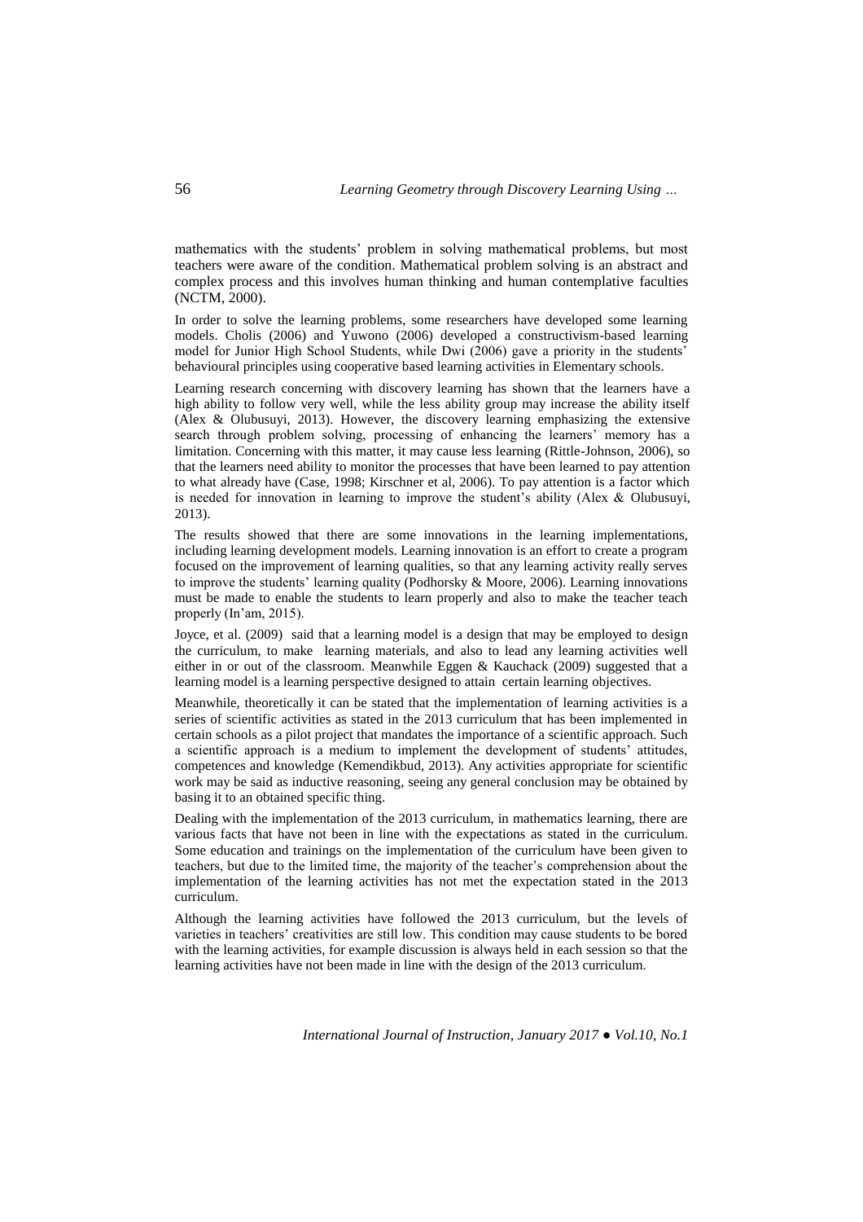mathematics with the students' problem in solving mathematical problems, but most teachers were aware of the condition. Mathematical problem solving is an abstract and complex process and this involves human thinking and human contemplative faculties (NCTM, 2000).

In order to solve the learning problems, some researchers have developed some learning models. Cholis (2006) and Yuwono (2006) developed a constructivism-based learning model for Junior High School Students, while Dwi (2006) gave a priority in the students' behavioural principles using cooperative based learning activities in Elementary schools.

Learning research concerning with discovery learning has shown that the learners have a high ability to follow very well, while the less ability group may increase the ability itself (Alex & Olubusuyi, 2013). However, the discovery learning emphasizing the extensive search through problem solving, processing of enhancing the learners' memory has a limitation. Concerning with this matter, it may cause less learning (Rittle-Johnson, 2006), so that the learners need ability to monitor the processes that have been learned to pay attention to what already have (Case, 1998; Kirschner et al, 2006). To pay attention is a factor which is needed for innovation in learning to improve the student's ability (Alex & Olubusuyi, 2013).

The results showed that there are some innovations in the learning implementations, including learning development models. Learning innovation is an effort to create a program focused on the improvement of learning qualities, so that any learning activity really serves to improve the students' learning quality (Podhorsky & Moore, 2006). Learning innovations must be made to enable the students to learn properly and also to make the teacher teach properly (In'am, 2015).

Joyce, et al. (2009) said that a learning model is a design that may be employed to design the curriculum, to make learning materials, and also to lead any learning activities well either in or out of the classroom. Meanwhile Eggen & Kauchack (2009) suggested that a learning model is a learning perspective designed to attain certain learning objectives.

Meanwhile, theoretically it can be stated that the implementation of learning activities is a series of scientific activities as stated in the 2013 curriculum that has been implemented in certain schools as a pilot project that mandates the importance of a scientific approach. Such a scientific approach is a medium to implement the development of students' attitudes, competences and knowledge (Kemendikbud, 2013). Any activities appropriate for scientific work may be said as inductive reasoning, seeing any general conclusion may be obtained by basing it to an obtained specific thing.

Dealing with the implementation of the 2013 curriculum, in mathematics learning, there are various facts that have not been in line with the expectations as stated in the curriculum. Some education and trainings on the implementation of the curriculum have been given to teachers, but due to the limited time, the majority of the teacher's comprehension about the implementation of the learning activities has not met the expectation stated in the 2013 curriculum.

Although the learning activities have followed the 2013 curriculum, but the levels of varieties in teachers' creativities are still low. This condition may cause students to be bored with the learning activities, for example discussion is always held in each session so that the learning activities have not been made in line with the design of the 2013 curriculum.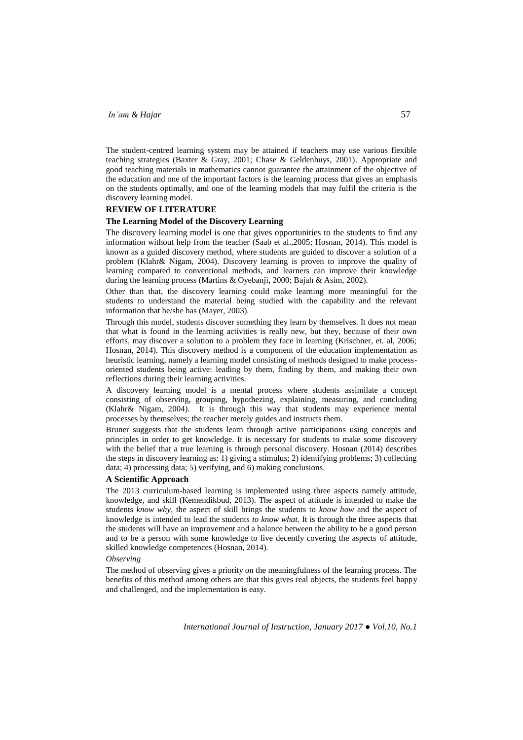The student-centred learning system may be attained if teachers may use various flexible teaching strategies (Baxter & Gray, 2001; Chase & Geldenhuys, 2001). Appropriate and good teaching materials in mathematics cannot guarantee the attainment of the objective of the education and one of the important factors is the learning process that gives an emphasis on the students optimally, and one of the learning models that may fulfil the criteria is the discovery learning model.

## REVIEW OF LITERATURE

### The Learning Model of the Discovery Learning

The discovery learning model is one that gives opportunities to the students to find any information without help from the teacher (Saab et al.,2005; Hosnan, 2014). This model is known as a guided discovery method, where students are guided to discover a solution of a problem (Klahr& Nigam, 2004). Discovery learning is proven to improve the quality of learning compared to conventional methods, and learners can improve their knowledge during the learning process (Martins & Oyebanji, 2000; Bajah & Asim, 2002).

Other than that, the discovery learning could make learning more meaningful for the students to understand the material being studied with the capability and the relevant information that he/she has (Mayer, 2003).

Through this model, students discover something they learn by themselves. It does not mean that what is found in the learning activities is really new, but they, because of their own efforts, may discover a solution to a problem they face in learning (Krischner, et. al, 2006; Hosnan, 2014). This discovery method is a component of the education implementation as heuristic learning, namely a learning model consisting of methods designed to make process-oriented students being active: leading by them, finding by them, and making their own reflections during their learning activities.

A discovery learning model is a mental process where students assimilate a concept consisting of observing, grouping, hypothezing, explaining, measuring, and concluding (Klahr& Nigam, 2004). It is through this way that students may experience mental processes by themselves; the teacher merely guides and instructs them.

Bruner suggests that the students learn through active participations using concepts and principles in order to get knowledge. It is necessary for students to make some discovery with the belief that a true learning is through personal discovery. Hosnan (2014) describes the steps in discovery learning as: 1) giving a stimulus; 2) identifying problems; 3) collecting data; 4) processing data; 5) verifying, and 6) making conclusions.

### A Scientific Approach

The 2013 curriculum-based learning is implemented using three aspects namely attitude, knowledge, and skill (Kemendikbud, 2013). The aspect of attitude is intended to make the students *know why*, the aspect of skill brings the students to *know how* and the aspect of knowledge is intended to lead the students *to know what.* It is through the three aspects that the students will have an improvement and a balance between the ability to be a good person and to be a person with some knowledge to live decently covering the aspects of attitude, skilled knowledge competences (Hosnan, 2014).

*Observing*

The method of observing gives a priority on the meaningfulness of the learning process. The benefits of this method among others are that this gives real objects, the students feel happy and challenged, and the implementation is easy.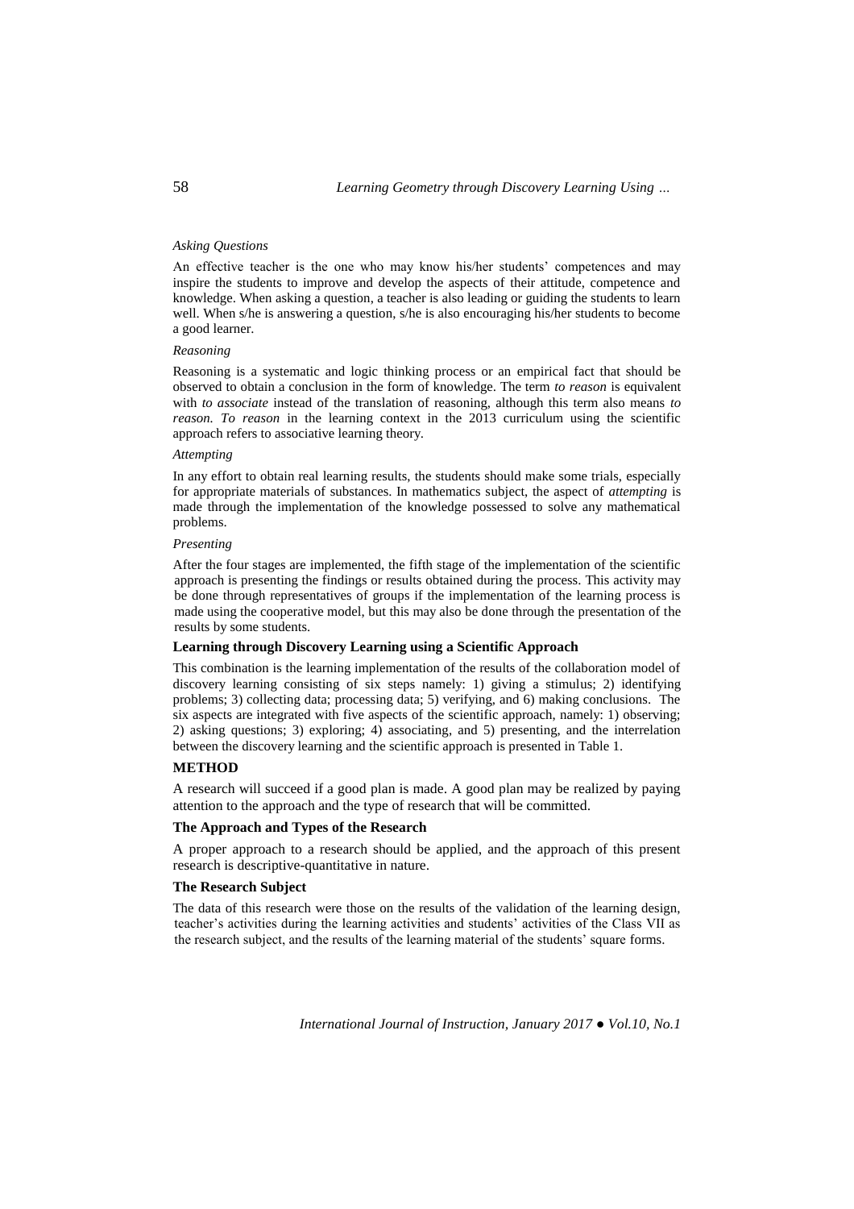*Asking Questions*

An effective teacher is the one who may know his/her students' competences and may inspire the students to improve and develop the aspects of their attitude, competence and knowledge. When asking a question, a teacher is also leading or guiding the students to learn well. When s/he is answering a question, s/he is also encouraging his/her students to become a good learner.

*Reasoning*

Reasoning is a systematic and logic thinking process or an empirical fact that should be observed to obtain a conclusion in the form of knowledge. The term *to reason* is equivalent with *to associate* instead of the translation of reasoning, although this term also means *to reason. To reason* in the learning context in the 2013 curriculum using the scientific approach refers to associative learning theory.

*Attempting*

In any effort to obtain real learning results, the students should make some trials, especially for appropriate materials of substances. In mathematics subject, the aspect of *attempting* is made through the implementation of the knowledge possessed to solve any mathematical problems.

*Presenting*

After the four stages are implemented, the fifth stage of the implementation of the scientific approach is presenting the findings or results obtained during the process. This activity may be done through representatives of groups if the implementation of the learning process is made using the cooperative model, but this may also be done through the presentation of the results by some students.

**Learning through Discovery Learning using a Scientific Approach**

This combination is the learning implementation of the results of the collaboration model of discovery learning consisting of six steps namely: 1) giving a stimulus; 2) identifying problems; 3) collecting data; processing data; 5) verifying, and 6) making conclusions. The six aspects are integrated with five aspects of the scientific approach, namely: 1) observing; 2) asking questions; 3) exploring; 4) associating, and 5) presenting, and the interrelation between the discovery learning and the scientific approach is presented in Table 1.

## METHOD

A research will succeed if a good plan is made. A good plan may be realized by paying attention to the approach and the type of research that will be committed.

**The Approach and Types of the Research**

A proper approach to a research should be applied, and the approach of this present research is descriptive-quantitative in nature.

**The Research Subject**

The data of this research were those on the results of the validation of the learning design, teacher's activities during the learning activities and students' activities of the Class VII as the research subject, and the results of the learning material of the students' square forms.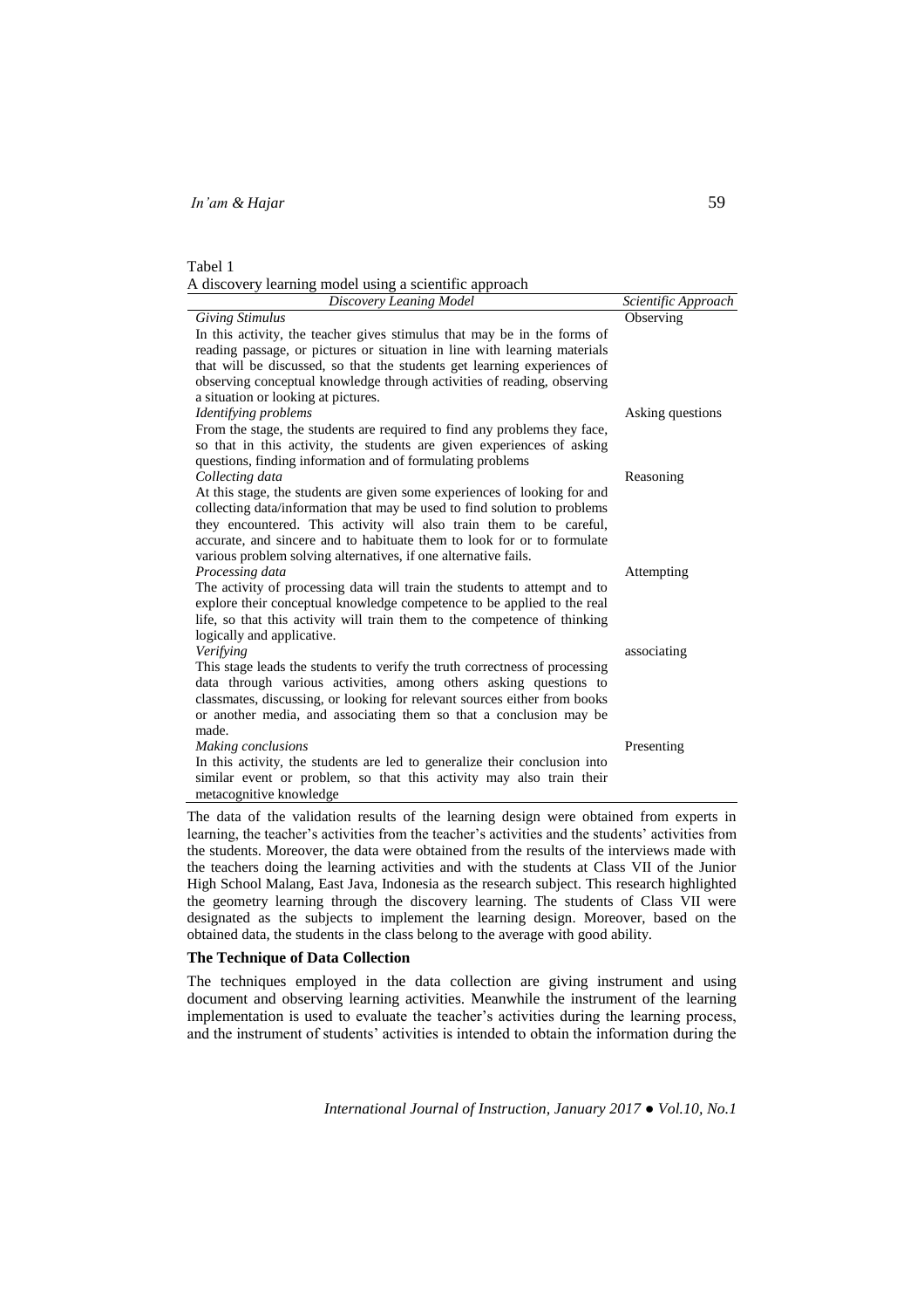Tabel 1

A discovery learning model using a scientific approach

| *Discovery Leaning Model* | *Scientific Approach* |
|---|---|
| *Giving Stimulus* In this activity, the teacher gives stimulus that may be in the forms of reading passage, or pictures or situation in line with learning materials that will be discussed, so that the students get learning experiences of observing conceptual knowledge through activities of reading, observing a situation or looking at pictures. | Observing |
| *Identifying problems* From the stage, the students are required to find any problems they face, so that in this activity, the students are given experiences of asking questions, finding information and of formulating problems | Asking questions |
| *Collecting data* At this stage, the students are given some experiences of looking for and collecting data/information that may be used to find solution to problems they encountered. This activity will also train them to be careful, accurate, and sincere and to habituate them to look for or to formulate various problem solving alternatives, if one alternative fails. | Reasoning |
| *Processing data* The activity of processing data will train the students to attempt and to explore their conceptual knowledge competence to be applied to the real life, so that this activity will train them to the competence of thinking logically and applicative. | Attempting |
| *Verifying* This stage leads the students to verify the truth correctness of processing data through various activities, among others asking questions to classmates, discussing, or looking for relevant sources either from books or another media, and associating them so that a conclusion may be made. | associating |
| *Making conclusions* In this activity, the students are led to generalize their conclusion into similar event or problem, so that this activity may also train their metacognitive knowledge | Presenting |

The data of the validation results of the learning design were obtained from experts in learning, the teacher's activities from the teacher's activities and the students' activities from the students. Moreover, the data were obtained from the results of the interviews made with the teachers doing the learning activities and with the students at Class VII of the Junior High School Malang, East Java, Indonesia as the research subject. This research highlighted the geometry learning through the discovery learning. The students of Class VII were designated as the subjects to implement the learning design. Moreover, based on the obtained data, the students in the class belong to the average with good ability.

**The Technique of Data Collection**

The techniques employed in the data collection are giving instrument and using document and observing learning activities. Meanwhile the instrument of the learning implementation is used to evaluate the teacher's activities during the learning process, and the instrument of students' activities is intended to obtain the information during the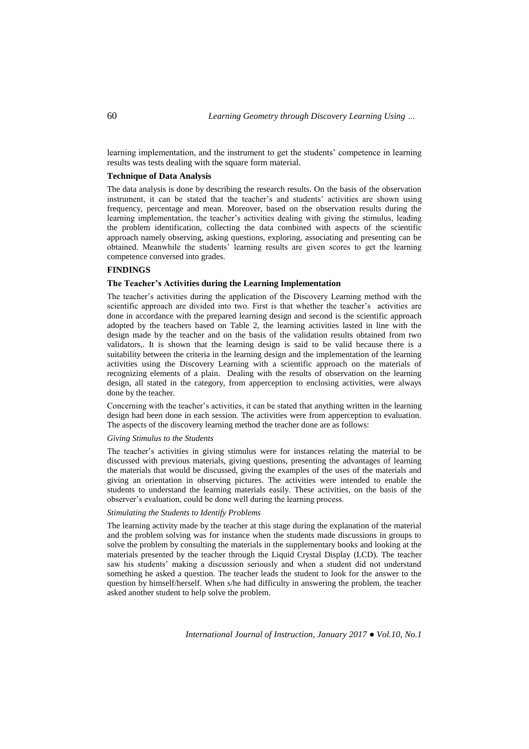learning implementation, and the instrument to get the students' competence in learning results was tests dealing with the square form material.

**Technique of Data Analysis**

The data analysis is done by describing the research results. On the basis of the observation instrument, it can be stated that the teacher's and students' activities are shown using frequency, percentage and mean. Moreover, based on the observation results during the learning implementation, the teacher's activities dealing with giving the stimulus, leading the problem identification, collecting the data combined with aspects of the scientific approach namely observing, asking questions, exploring, associating and presenting can be obtained. Meanwhile the students' learning results are given scores to get the learning competence conversed into grades.

## FINDINGS

### The Teacher's Activities during the Learning Implementation

The teacher's activities during the application of the Discovery Learning method with the scientific approach are divided into two. First is that whether the teacher's activities are done in accordance with the prepared learning design and second is the scientific approach adopted by the teachers based on Table 2, the learning activities lasted in line with the design made by the teacher and on the basis of the validation results obtained from two validators,. It is shown that the learning design is said to be valid because there is a suitability between the criteria in the learning design and the implementation of the learning activities using the Discovery Learning with a scientific approach on the materials of recognizing elements of a plain. Dealing with the results of observation on the learning design, all stated in the category, from apperception to enclosing activities, were always done by the teacher.

Concerning with the teacher's activities, it can be stated that anything written in the learning design had been done in each session. The activities were from apperception to evaluation. The aspects of the discovery learning method the teacher done are as follows:

*Giving Stimulus to the Students*

The teacher's activities in giving stimulus were for instances relating the material to be discussed with previous materials, giving questions, presenting the advantages of learning the materials that would be discussed, giving the examples of the uses of the materials and giving an orientation in observing pictures. The activities were intended to enable the students to understand the learning materials easily. These activities, on the basis of the observer's evaluation, could be done well during the learning process.

*Stimulating the Students to Identify Problems*

The learning activity made by the teacher at this stage during the explanation of the material and the problem solving was for instance when the students made discussions in groups to solve the problem by consulting the materials in the supplementary books and looking at the materials presented by the teacher through the Liquid Crystal Display (LCD). The teacher saw his students' making a discussion seriously and when a student did not understand something he asked a question. The teacher leads the student to look for the answer to the question by himself/herself. When s/he had difficulty in answering the problem, the teacher asked another student to help solve the problem.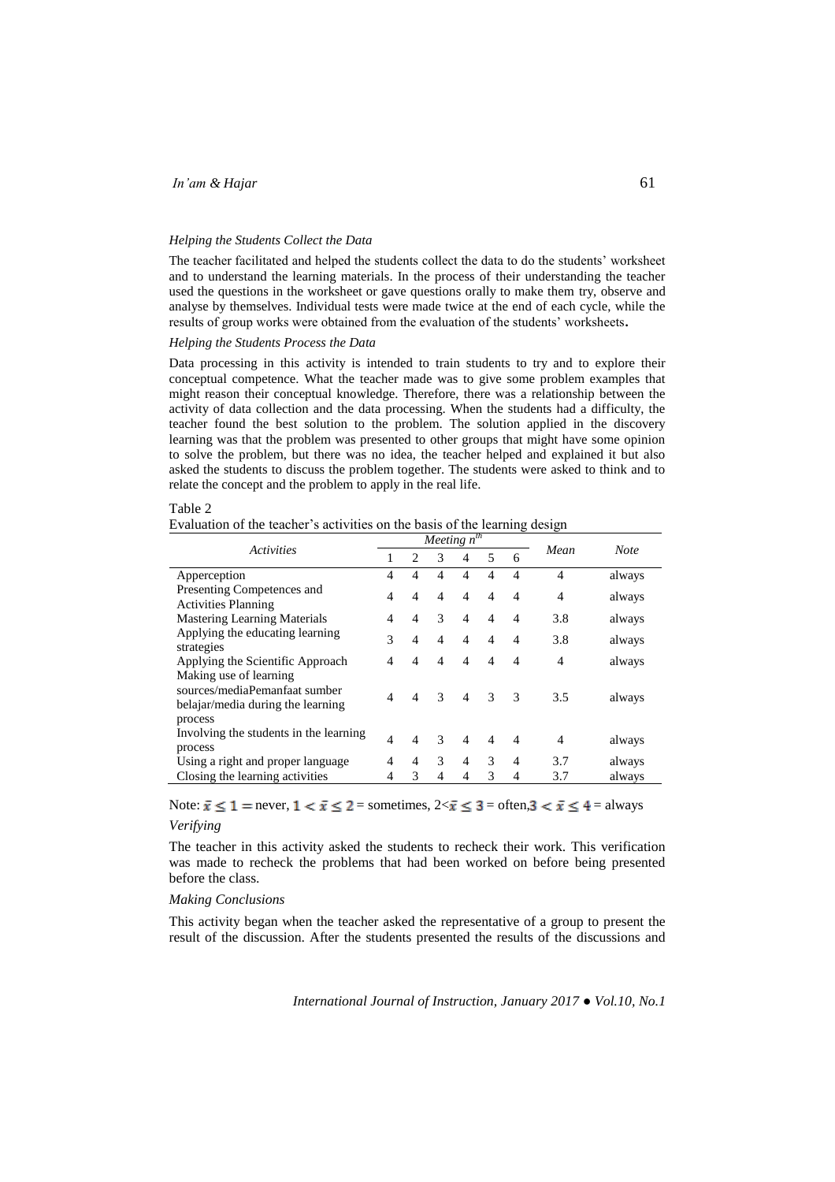*Helping the Students Collect the Data*

The teacher facilitated and helped the students collect the data to do the students' worksheet and to understand the learning materials. In the process of their understanding the teacher used the questions in the worksheet or gave questions orally to make them try, observe and analyse by themselves. Individual tests were made twice at the end of each cycle, while the results of group works were obtained from the evaluation of the students' worksheets.

*Helping the Students Process the Data*

Data processing in this activity is intended to train students to try and to explore their conceptual competence. What the teacher made was to give some problem examples that might reason their conceptual knowledge. Therefore, there was a relationship between the activity of data collection and the data processing. When the students had a difficulty, the teacher found the best solution to the problem. The solution applied in the discovery learning was that the problem was presented to other groups that might have some opinion to solve the problem, but there was no idea, the teacher helped and explained it but also asked the students to discuss the problem together. The students were asked to think and to relate the concept and the problem to apply in the real life.

Table 2

Evaluation of the teacher's activities on the basis of the learning design

| *Activities* | *Meeting $n^{th}$* | | | | | | *Mean* | *Note* |
|---|---|---|---|---|---|---|---|---|
| | 1 | 2 | 3 | 4 | 5 | 6 | | |
| Apperception | 4 | 4 | 4 | 4 | 4 | 4 | 4 | always |
| Presenting Competences and Activities Planning | 4 | 4 | 4 | 4 | 4 | 4 | 4 | always |
| Mastering Learning Materials | 4 | 4 | 3 | 4 | 4 | 4 | 3.8 | always |
| Applying the educating learning strategies | 3 | 4 | 4 | 4 | 4 | 4 | 3.8 | always |
| Applying the Scientific Approach | 4 | 4 | 4 | 4 | 4 | 4 | 4 | always |
| Making use of learning sources/mediaPemanfaat sumber belajar/media during the learning process | 4 | 4 | 3 | 4 | 3 | 3 | 3.5 | always |
| Involving the students in the learning process | 4 | 4 | 3 | 4 | 4 | 4 | 4 | always |
| Using a right and proper language | 4 | 4 | 3 | 4 | 3 | 4 | 3.7 | always |
| Closing the learning activities | 4 | 3 | 4 | 4 | 3 | 4 | 3.7 | always |

Note: $\bar{x} \leq 1$ = never, $1 < \bar{x} \leq 2$ = sometimes, $2 < \bar{x} \leq 3$ = often, $3 < \bar{x} \leq 4$ = always

*Verifying*

The teacher in this activity asked the students to recheck their work. This verification was made to recheck the problems that had been worked on before being presented before the class.

*Making Conclusions*

This activity began when the teacher asked the representative of a group to present the result of the discussion. After the students presented the results of the discussions and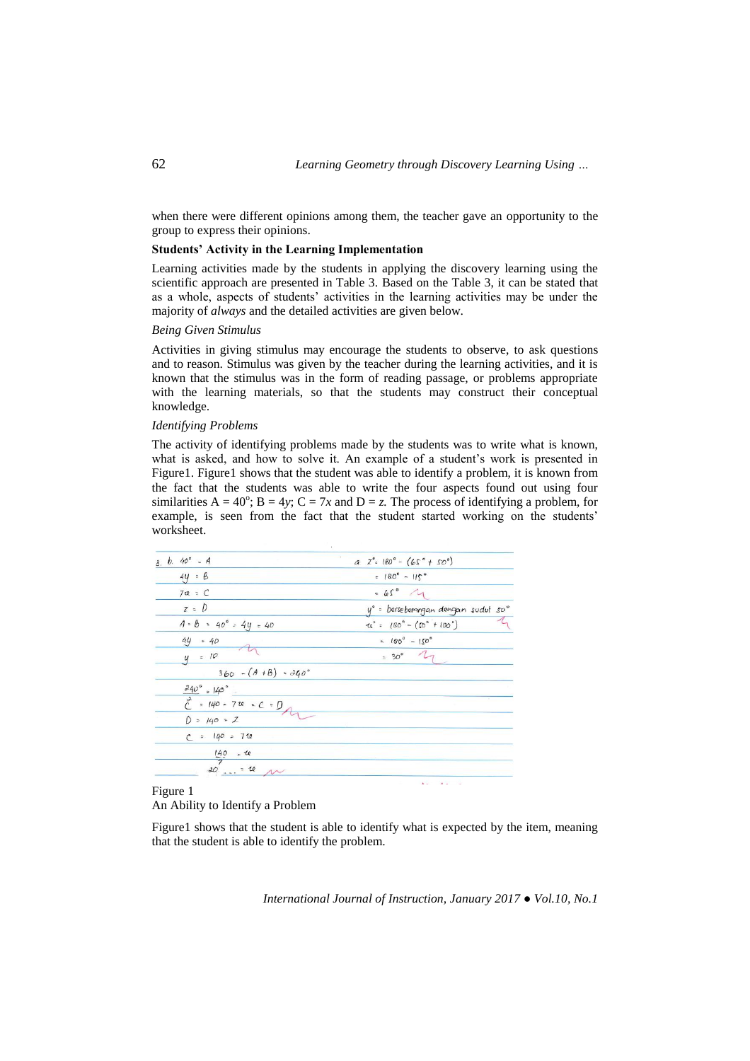when there were different opinions among them, the teacher gave an opportunity to the group to express their opinions.

**Students' Activity in the Learning Implementation**

Learning activities made by the students in applying the discovery learning using the scientific approach are presented in Table 3. Based on the Table 3, it can be stated that as a whole, aspects of students' activities in the learning activities may be under the majority of *always* and the detailed activities are given below.

*Being Given Stimulus*

Activities in giving stimulus may encourage the students to observe, to ask questions and to reason. Stimulus was given by the teacher during the learning activities, and it is known that the stimulus was in the form of reading passage, or problems appropriate with the learning materials, so that the students may construct their conceptual knowledge.

*Identifying Problems*

The activity of identifying problems made by the students was to write what is known, what is asked, and how to solve it. An example of a student's work is presented in Figure1. Figure1 shows that the student was able to identify a problem, it is known from the fact that the students was able to write the four aspects found out using four similarities $A = 40^o$; $B = 4y$; $C = 7x$ and $D = z$. The process of identifying a problem, for example, is seen from the fact that the student started working on the students' worksheet.

Figure 1
An Ability to Identify a Problem

Figure1 shows that the student is able to identify what is expected by the item, meaning that the student is able to identify the problem.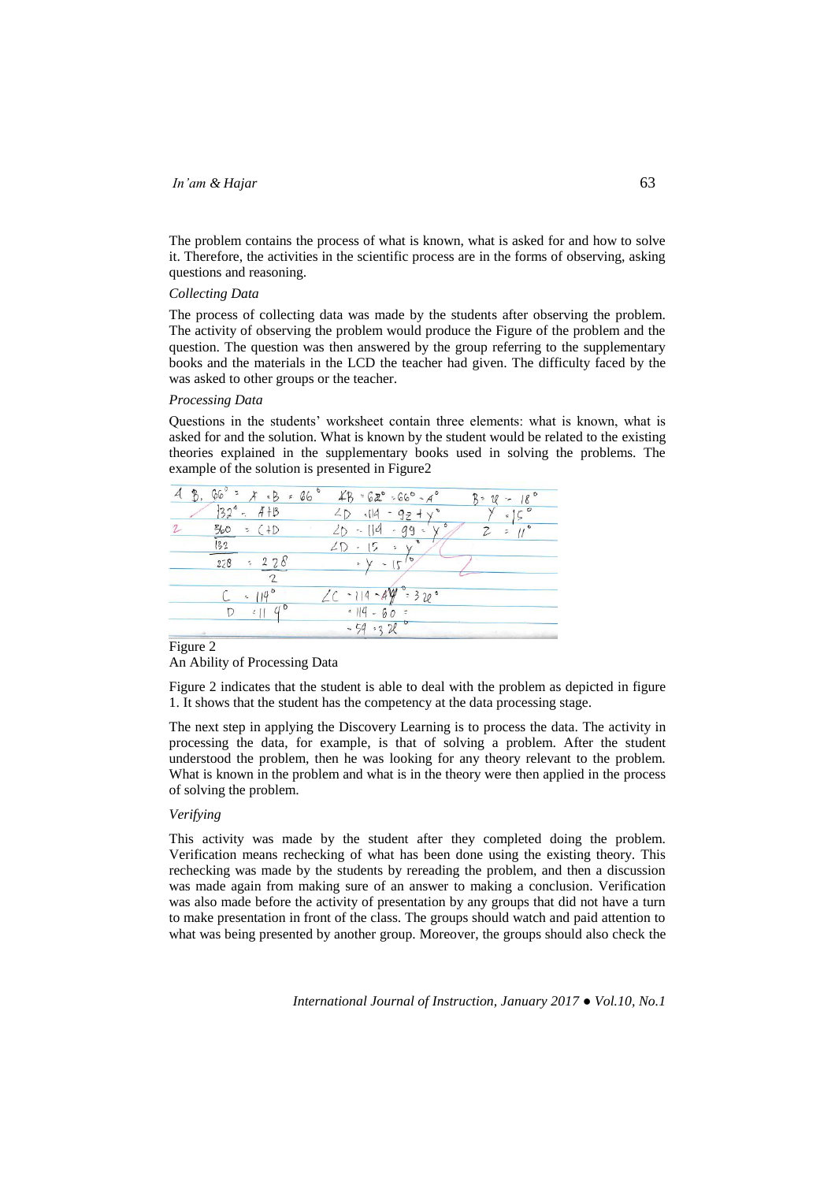The problem contains the process of what is known, what is asked for and how to solve it. Therefore, the activities in the scientific process are in the forms of observing, asking questions and reasoning.

*Collecting Data*

The process of collecting data was made by the students after observing the problem. The activity of observing the problem would produce the Figure of the problem and the question. The question was then answered by the group referring to the supplementary books and the materials in the LCD the teacher had given. The difficulty faced by the was asked to other groups or the teacher.

*Processing Data*

Questions in the students' worksheet contain three elements: what is known, what is asked for and the solution. What is known by the student would be related to the existing theories explained in the supplementary books used in solving the problems. The example of the solution is presented in Figure2

Figure 2

An Ability of Processing Data

Figure 2 indicates that the student is able to deal with the problem as depicted in figure 1. It shows that the student has the competency at the data processing stage.

The next step in applying the Discovery Learning is to process the data. The activity in processing the data, for example, is that of solving a problem. After the student understood the problem, then he was looking for any theory relevant to the problem. What is known in the problem and what is in the theory were then applied in the process of solving the problem.

*Verifying*

This activity was made by the student after they completed doing the problem. Verification means rechecking of what has been done using the existing theory. This rechecking was made by the students by rereading the problem, and then a discussion was made again from making sure of an answer to making a conclusion. Verification was also made before the activity of presentation by any groups that did not have a turn to make presentation in front of the class. The groups should watch and paid attention to what was being presented by another group. Moreover, the groups should also check the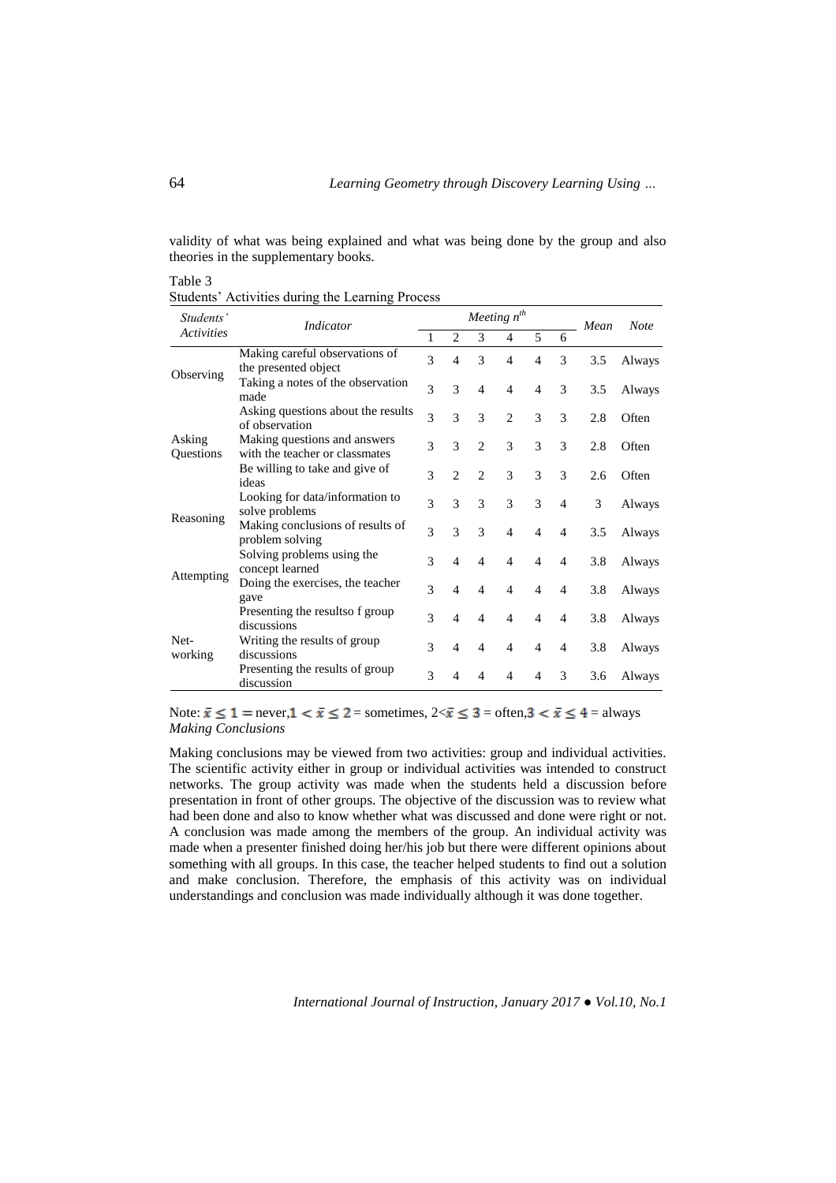validity of what was being explained and what was being done by the group and also theories in the supplementary books.

Table 3
Students' Activities during the Learning Process

| *Students' Activities* | *Indicator* | *Meeting $n^{th}$* | | | | | | *Mean* | *Note* |
|---|---|---|---|---|---|---|---|---|---|
| | | 1 | 2 | 3 | 4 | 5 | 6 | | |
| Observing | Making careful observations of the presented object | 3 | 4 | 3 | 4 | 4 | 3 | 3.5 | Always |
| | Taking a notes of the observation made | 3 | 3 | 4 | 4 | 4 | 3 | 3.5 | Always |
| Asking Questions | Asking questions about the results of observation | 3 | 3 | 3 | 2 | 3 | 3 | 2.8 | Often |
| | Making questions and answers with the teacher or classmates | 3 | 3 | 2 | 3 | 3 | 3 | 2.8 | Often |
| | Be willing to take and give of ideas | 3 | 2 | 2 | 3 | 3 | 3 | 2.6 | Often |
| Reasoning | Looking for data/information to solve problems | 3 | 3 | 3 | 3 | 3 | 4 | 3 | Always |
| | Making conclusions of results of problem solving | 3 | 3 | 3 | 4 | 4 | 4 | 3.5 | Always |
| Attempting | Solving problems using the concept learned | 3 | 4 | 4 | 4 | 4 | 4 | 3.8 | Always |
| | Doing the exercises, the teacher gave | 3 | 4 | 4 | 4 | 4 | 4 | 3.8 | Always |
| Net-working | Presenting the resultso f group discussions | 3 | 4 | 4 | 4 | 4 | 4 | 3.8 | Always |
| | Writing the results of group discussions | 3 | 4 | 4 | 4 | 4 | 4 | 3.8 | Always |
| | Presenting the results of group discussion | 3 | 4 | 4 | 4 | 4 | 3 | 3.6 | Always |

Note: $\bar{x} \leq 1$ = never, $1 < \bar{x} \leq 2$ = sometimes, $2 < \bar{x} \leq 3$ = often, $3 < \bar{x} \leq 4$ = always

*Making Conclusions*

Making conclusions may be viewed from two activities: group and individual activities. The scientific activity either in group or individual activities was intended to construct networks. The group activity was made when the students held a discussion before presentation in front of other groups. The objective of the discussion was to review what had been done and also to know whether what was discussed and done were right or not. A conclusion was made among the members of the group. An individual activity was made when a presenter finished doing her/his job but there were different opinions about something with all groups. In this case, the teacher helped students to find out a solution and make conclusion. Therefore, the emphasis of this activity was on individual understandings and conclusion was made individually although it was done together.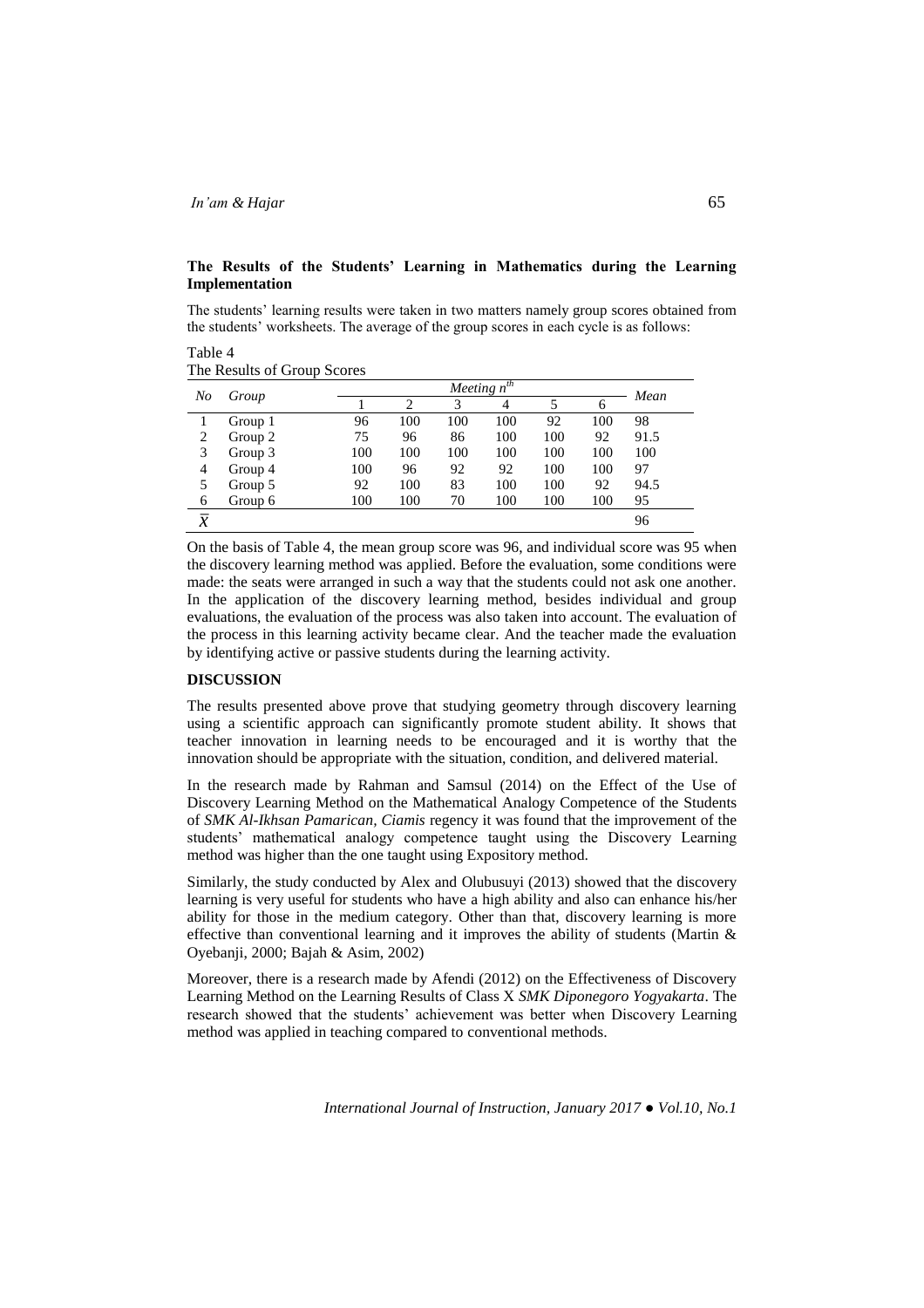**The Results of the Students' Learning in Mathematics during the Learning Implementation**

The students' learning results were taken in two matters namely group scores obtained from the students' worksheets. The average of the group scores in each cycle is as follows:

Table 4
The Results of Group Scores

| *No* | *Group* | *Meeting $n^{th}$* | | | | | | *Mean* |
|---|---|---|---|---|---|---|---|---|
| | | 1 | 2 | 3 | 4 | 5 | 6 | |
| 1 | Group 1 | 96 | 100 | 100 | 100 | 92 | 100 | 98 |
| 2 | Group 2 | 75 | 96 | 86 | 100 | 100 | 92 | 91.5 |
| 3 | Group 3 | 100 | 100 | 100 | 100 | 100 | 100 | 100 |
| 4 | Group 4 | 100 | 96 | 92 | 92 | 100 | 100 | 97 |
| 5 | Group 5 | 92 | 100 | 83 | 100 | 100 | 92 | 94.5 |
| 6 | Group 6 | 100 | 100 | 70 | 100 | 100 | 100 | 95 |
| $\overline{X}$ | | | | | | | | 96 |

On the basis of Table 4, the mean group score was 96, and individual score was 95 when the discovery learning method was applied. Before the evaluation, some conditions were made: the seats were arranged in such a way that the students could not ask one another. In the application of the discovery learning method, besides individual and group evaluations, the evaluation of the process was also taken into account. The evaluation of the process in this learning activity became clear. And the teacher made the evaluation by identifying active or passive students during the learning activity.

## DISCUSSION

The results presented above prove that studying geometry through discovery learning using a scientific approach can significantly promote student ability. It shows that teacher innovation in learning needs to be encouraged and it is worthy that the innovation should be appropriate with the situation, condition, and delivered material.

In the research made by Rahman and Samsul (2014) on the Effect of the Use of Discovery Learning Method on the Mathematical Analogy Competence of the Students of *SMK Al-Ikhsan Pamarican, Ciamis* regency it was found that the improvement of the students' mathematical analogy competence taught using the Discovery Learning method was higher than the one taught using Expository method.

Similarly, the study conducted by Alex and Olubusuyi (2013) showed that the discovery learning is very useful for students who have a high ability and also can enhance his/her ability for those in the medium category. Other than that, discovery learning is more effective than conventional learning and it improves the ability of students (Martin & Oyebanji, 2000; Bajah & Asim, 2002)

Moreover, there is a research made by Afendi (2012) on the Effectiveness of Discovery Learning Method on the Learning Results of Class X *SMK Diponegoro Yogyakarta*. The research showed that the students' achievement was better when Discovery Learning method was applied in teaching compared to conventional methods.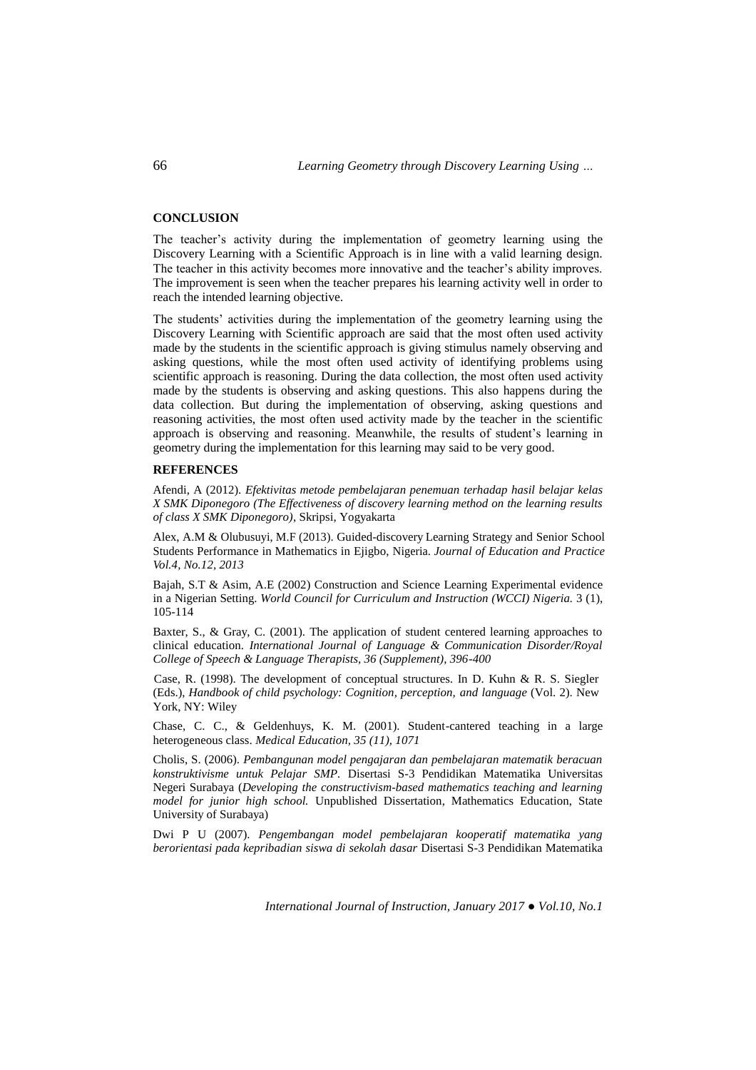## CONCLUSION

The teacher's activity during the implementation of geometry learning using the Discovery Learning with a Scientific Approach is in line with a valid learning design. The teacher in this activity becomes more innovative and the teacher's ability improves. The improvement is seen when the teacher prepares his learning activity well in order to reach the intended learning objective.

The students' activities during the implementation of the geometry learning using the Discovery Learning with Scientific approach are said that the most often used activity made by the students in the scientific approach is giving stimulus namely observing and asking questions, while the most often used activity of identifying problems using scientific approach is reasoning. During the data collection, the most often used activity made by the students is observing and asking questions. This also happens during the data collection. But during the implementation of observing, asking questions and reasoning activities, the most often used activity made by the teacher in the scientific approach is observing and reasoning. Meanwhile, the results of student's learning in geometry during the implementation for this learning may said to be very good.

## REFERENCES

Afendi, A (2012). *Efektivitas metode pembelajaran penemuan terhadap hasil belajar kelas X SMK Diponegoro (The Effectiveness of discovery learning method on the learning results of class X SMK Diponegoro)*, Skripsi, Yogyakarta

Alex, A.M & Olubusuyi, M.F (2013). Guided-discovery Learning Strategy and Senior School Students Performance in Mathematics in Ejigbo, Nigeria. *Journal of Education and Practice Vol.4, No.12, 2013*

Bajah, S.T & Asim, A.E (2002) Construction and Science Learning Experimental evidence in a Nigerian Setting. *World Council for Curriculum and Instruction (WCCI) Nigeria.* 3 (1), 105-114

Baxter, S., & Gray, C. (2001). The application of student centered learning approaches to clinical education. *International Journal of Language & Communication Disorder/Royal College of Speech & Language Therapists, 36 (Supplement), 396-400*

Case, R. (1998). The development of conceptual structures. In D. Kuhn & R. S. Siegler (Eds.), *Handbook of child psychology: Cognition, perception, and language* (Vol. 2). New York, NY: Wiley

Chase, C. C., & Geldenhuys, K. M. (2001). Student-cantered teaching in a large heterogeneous class. *Medical Education, 35 (11), 1071*

Cholis, S. (2006). *Pembangunan model pengajaran dan pembelajaran matematik beracuan konstruktivisme untuk Pelajar SMP.* Disertasi S-3 Pendidikan Matematika Universitas Negeri Surabaya (*Developing the constructivism-based mathematics teaching and learning model for junior high school.* Unpublished Dissertation, Mathematics Education, State University of Surabaya)

Dwi P U (2007). *Pengembangan model pembelajaran kooperatif matematika yang berorientasi pada kepribadian siswa di sekolah dasar* Disertasi S-3 Pendidikan Matematika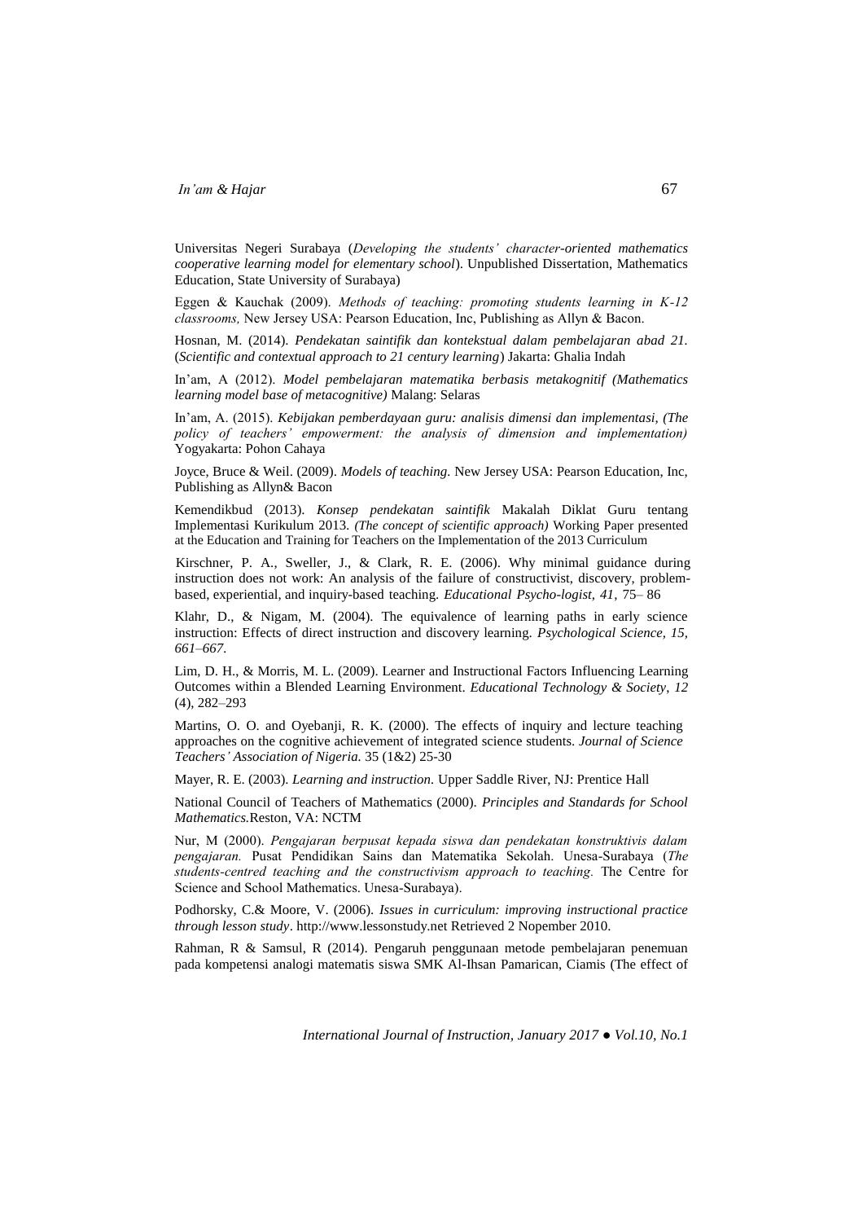Universitas Negeri Surabaya (*Developing the students' character-oriented mathematics cooperative learning model for elementary school*). Unpublished Dissertation, Mathematics Education, State University of Surabaya)

Eggen & Kauchak (2009). *Methods of teaching: promoting students learning in K-12 classrooms,* New Jersey USA: Pearson Education, Inc, Publishing as Allyn & Bacon.

Hosnan, M. (2014). *Pendekatan saintifik dan kontekstual dalam pembelajaran abad 21.* (*Scientific and contextual approach to 21 century learning*) Jakarta: Ghalia Indah

In'am, A (2012). *Model pembelajaran matematika berbasis metakognitif (Mathematics learning model base of metacognitive)* Malang: Selaras

In'am, A. (2015). *Kebijakan pemberdayaan guru: analisis dimensi dan implementasi, (The policy of teachers' empowerment: the analysis of dimension and implementation)* Yogyakarta: Pohon Cahaya

Joyce, Bruce & Weil. (2009). *Models of teaching.* New Jersey USA: Pearson Education, Inc, Publishing as Allyn& Bacon

Kemendikbud (2013). *Konsep pendekatan saintifik* Makalah Diklat Guru tentang Implementasi Kurikulum 2013. *(The concept of scientific approach)* Working Paper presented at the Education and Training for Teachers on the Implementation of the 2013 Curriculum

Kirschner, P. A., Sweller, J., & Clark, R. E. (2006). Why minimal guidance during instruction does not work: An analysis of the failure of constructivist, discovery, problem-based, experiential, and inquiry-based teaching. *Educational Psycho-logist, 41,* 75– 86

Klahr, D., & Nigam, M. (2004). The equivalence of learning paths in early science instruction: Effects of direct instruction and discovery learning. *Psychological Science, 15, 661–667.*

Lim, D. H., & Morris, M. L. (2009). Learner and Instructional Factors Influencing Learning Outcomes within a Blended Learning Environment. *Educational Technology & Society*, *12* (4), 282–293

Martins, O. O. and Oyebanji, R. K. (2000). The effects of inquiry and lecture teaching approaches on the cognitive achievement of integrated science students. *Journal of Science Teachers' Association of Nigeria.* 35 (1&2) 25-30

Mayer, R. E. (2003). *Learning and instruction.* Upper Saddle River, NJ: Prentice Hall

National Council of Teachers of Mathematics (2000). *Principles and Standards for School Mathematics.*Reston, VA: NCTM

Nur, M (2000). *Pengajaran berpusat kepada siswa dan pendekatan konstruktivis dalam pengajaran.* Pusat Pendidikan Sains dan Matematika Sekolah. Unesa-Surabaya (*The students-centred teaching and the constructivism approach to teaching.* The Centre for Science and School Mathematics. Unesa-Surabaya).

Podhorsky, C.& Moore, V. (2006). *Issues in curriculum: improving instructional practice through lesson study*. http://www.lessonstudy.net Retrieved 2 Nopember 2010.

Rahman, R & Samsul, R (2014). Pengaruh penggunaan metode pembelajaran penemuan pada kompetensi analogi matematis siswa SMK Al-Ihsan Pamarican, Ciamis (The effect of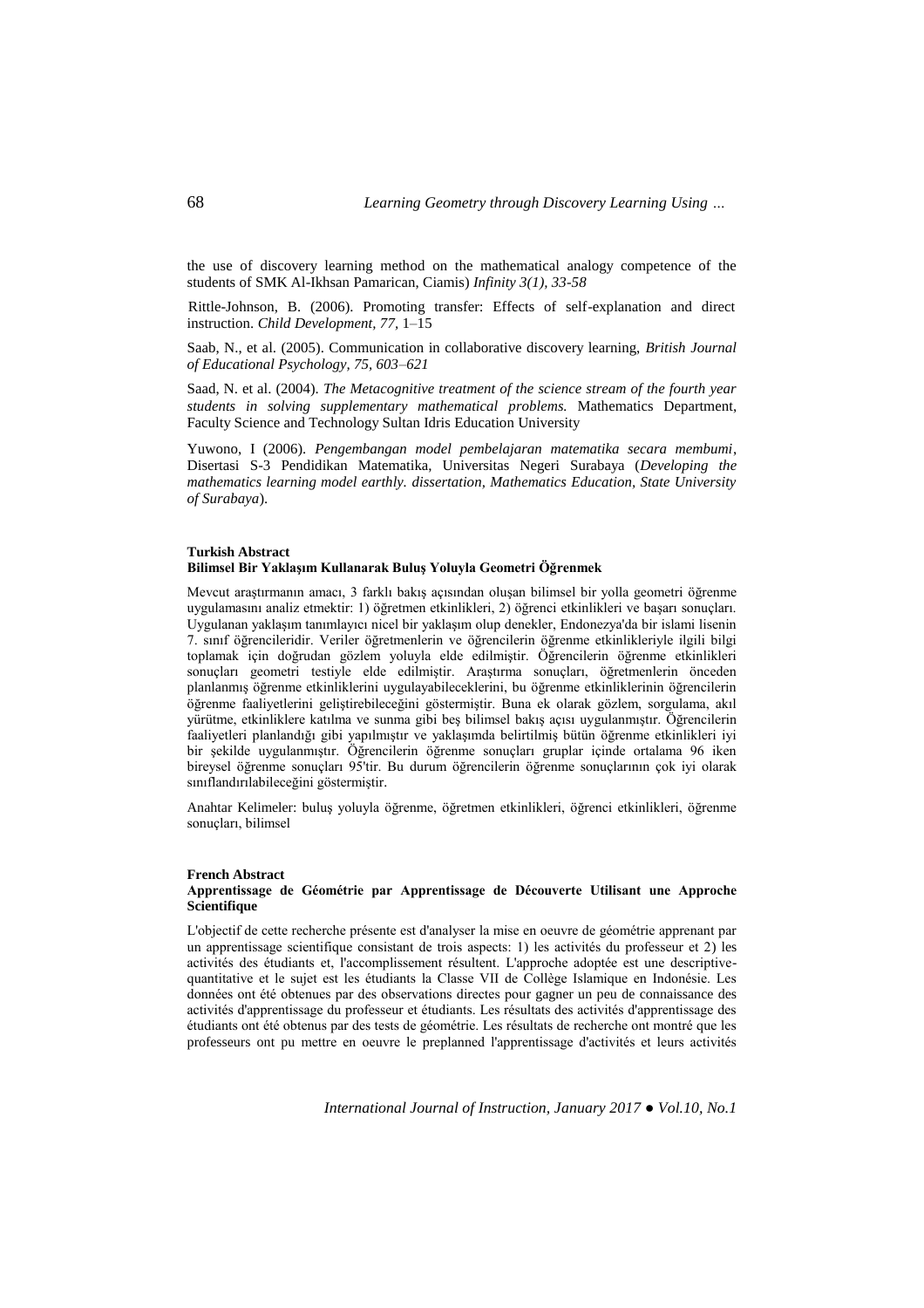the use of discovery learning method on the mathematical analogy competence of the students of SMK Al-Ikhsan Pamarican, Ciamis) *Infinity 3(1), 33-58*

Rittle-Johnson, B. (2006). Promoting transfer: Effects of self-explanation and direct instruction. *Child Development, 77*, 1–15

Saab, N., et al. (2005). Communication in collaborative discovery learning, *British Journal of Educational Psychology, 75, 603–621*

Saad, N. et al. (2004). *The Metacognitive treatment of the science stream of the fourth year students in solving supplementary mathematical problems.* Mathematics Department, Faculty Science and Technology Sultan Idris Education University

Yuwono, I (2006). *Pengembangan model pembelajaran matematika secara membumi*, Disertasi S-3 Pendidikan Matematika, Universitas Negeri Surabaya (*Developing the mathematics learning model earthly. dissertation, Mathematics Education, State University of Surabaya*).

**Turkish Abstract**
**Bilimsel Bir Yaklaşım Kullanarak Buluş Yoluyla Geometri Öğrenmek**

Mevcut araştırmanın amacı, 3 farklı bakış açısından oluşan bilimsel bir yolla geometri öğrenme uygulamasını analiz etmektir: 1) öğretmen etkinlikleri, 2) öğrenci etkinlikleri ve başarı sonuçları. Uygulanan yaklaşım tanımlayıcı nicel bir yaklaşım olup denekler, Endonezya'da bir islami lisenin 7. sınıf öğrencileridir. Veriler öğretmenlerin ve öğrencilerin öğrenme etkinlikleriyle ilgili bilgi toplamak için doğrudan gözlem yoluyla elde edilmiştir. Öğrencilerin öğrenme etkinlikleri sonuçları geometri testiyle elde edilmiştir. Araştırma sonuçları, öğretmenlerin önceden planlanmış öğrenme etkinliklerini uygulayabileceklerini, bu öğrenme etkinliklerinin öğrencilerin öğrenme faaliyetlerini geliştirebileceğini göstermiştir. Buna ek olarak gözlem, sorgulama, akıl yürütme, etkinliklere katılma ve sunma gibi beş bilimsel bakış açısı uygulanmıştır. Öğrencilerin faaliyetleri planlandığı gibi yapılmıştır ve yaklaşımda belirtilmiş bütün öğrenme etkinlikleri iyi bir şekilde uygulanmıştır. Öğrencilerin öğrenme sonuçları gruplar içinde ortalama 96 iken bireysel öğrenme sonuçları 95'tir. Bu durum öğrencilerin öğrenme sonuçlarının çok iyi olarak sınıflandırılabileceğini göstermiştir.

Anahtar Kelimeler: buluş yoluyla öğrenme, öğretmen etkinlikleri, öğrenci etkinlikleri, öğrenme sonuçları, bilimsel

**French Abstract**
**Apprentissage de Géométrie par Apprentissage de Découverte Utilisant une Approche Scientifique**

L'objectif de cette recherche présente est d'analyser la mise en oeuvre de géométrie apprenant par un apprentissage scientifique consistant de trois aspects: 1) les activités du professeur et 2) les activités des étudiants et, l'accomplissement résultent. L'approche adoptée est une descriptive-quantitative et le sujet est les étudiants la Classe VII de Collège Islamique en Indonésie. Les données ont été obtenues par des observations directes pour gagner un peu de connaissance des activités d'apprentissage du professeur et étudiants. Les résultats des activités d'apprentissage des étudiants ont été obtenus par des tests de géométrie. Les résultats de recherche ont montré que les professeurs ont pu mettre en oeuvre le preplanned l'apprentissage d'activités et leurs activités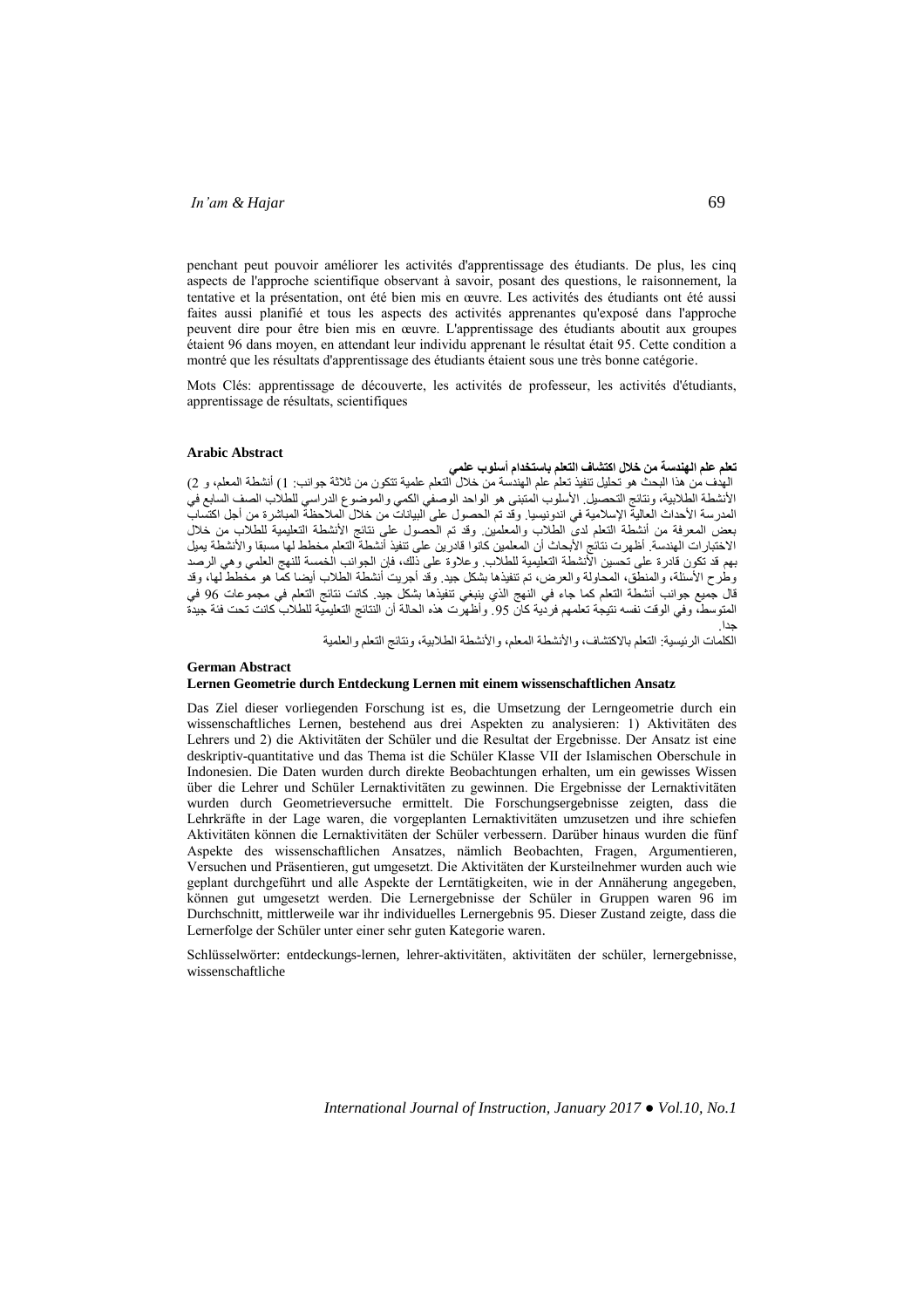penchant peut pouvoir améliorer les activités d'apprentissage des étudiants. De plus, les cinq aspects de l'approche scientifique observant à savoir, posant des questions, le raisonnement, la tentative et la présentation, ont été bien mis en œuvre. Les activités des étudiants ont été aussi faites aussi planifié et tous les aspects des activités apprenantes qu'exposé dans l'approche peuvent dire pour être bien mis en œuvre. L'apprentissage des étudiants aboutit aux groupes étaient 96 dans moyen, en attendant leur individu apprenant le résultat était 95. Cette condition a montré que les résultats d'apprentissage des étudiants étaient sous une très bonne catégorie.

Mots Clés: apprentissage de découverte, les activités de professeur, les activités d'étudiants, apprentissage de résultats, scientifiques

**Arabic Abstract**

**تعلم علم الهندسة من خلال اكتشاف التعلم باستخدام أسلوب علمي**

الهدف من هذا البحث هو تحليل تنفيذ تعلم علم الهندسة من خلال التعلم علمية تتكون من ثلاثة جوانب: 1) أنشطة المعلم، و 2) الأنشطة الطلابية، ونتائج التحصيل. الأسلوب المتبنى هو الواحد الوصفي الكمي والموضوع الدراسي للطلاب الصف السابع في المدرسة الأحداث العالية الإسلامية في اندونيسيا. وقد تم الحصول على البيانات من خلال الملاحظة المباشرة من أجل اكتساب بعض المعرفة من أنشطة التعلم لدى الطلاب والمعلمين. وقد تم الحصول على نتائج الأنشطة التعليمية للطلاب من خلال الاختبارات الهندسة. أظهرت نتائج الأبحاث أن المعلمين كانوا قادرين على تنفيذ أنشطة التعلم مخطط لها مسبقا والأنشطة يميل بهم قد تكون قادرة على تحسين الأنشطة التعليمية للطلاب. وعلاوة على ذلك، فإن الجوانب الخمسة للنهج العلمي وهي الرصد وطرح الأسئلة، والمنطق، المحاولة والعرض، تم تنفيذها بشكل جيد. وقد أجريت أنشطة الطلاب أيضا كما هو مخطط لها، وقد قال جميع جوانب أنشطة التعلم كما جاء في النهج الذي ينبغي تنفيذها بشكل جيد. كانت نتائج التعلم في مجموعات 96 في المتوسط، وفي الوقت نفسه نتيجة تعلمهم فردية كان 95. وأظهرت هذه الحالة أن النتائج التعليمية للطلاب كانت تحت فئة جيدة جدا.

الكلمات الرئيسية: التعلم بالاكتشاف، والأنشطة المعلم، والأنشطة الطلابية، ونتائج التعلم والعلمية

**German Abstract**

**Lernen Geometrie durch Entdeckung Lernen mit einem wissenschaftlichen Ansatz**

Das Ziel dieser vorliegenden Forschung ist es, die Umsetzung der Lerngeometrie durch ein wissenschaftliches Lernen, bestehend aus drei Aspekten zu analysieren: 1) Aktivitäten des Lehrers und 2) die Aktivitäten der Schüler und die Resultat der Ergebnisse. Der Ansatz ist eine deskriptiv-quantitative und das Thema ist die Schüler Klasse VII der Islamischen Oberschule in Indonesien. Die Daten wurden durch direkte Beobachtungen erhalten, um ein gewisses Wissen über die Lehrer und Schüler Lernaktivitäten zu gewinnen. Die Ergebnisse der Lernaktivitäten wurden durch Geometrieversuche ermittelt. Die Forschungsergebnisse zeigten, dass die Lehrkräfte in der Lage waren, die vorgeplanten Lernaktivitäten umzusetzen und ihre schiefen Aktivitäten können die Lernaktivitäten der Schüler verbessern. Darüber hinaus wurden die fünf Aspekte des wissenschaftlichen Ansatzes, nämlich Beobachten, Fragen, Argumentieren, Versuchen und Präsentieren, gut umgesetzt. Die Aktivitäten der Kursteilnehmer wurden auch wie geplant durchgeführt und alle Aspekte der Lerntätigkeiten, wie in der Annäherung angegeben, können gut umgesetzt werden. Die Lernergebnisse der Schüler in Gruppen waren 96 im Durchschnitt, mittlerweile war ihr individuelles Lernergebnis 95. Dieser Zustand zeigte, dass die Lernerfolge der Schüler unter einer sehr guten Kategorie waren.

Schlüsselwörter: entdeckungs-lernen, lehrer-aktivitäten, aktivitäten der schüler, lernergebnisse, wissenschaftliche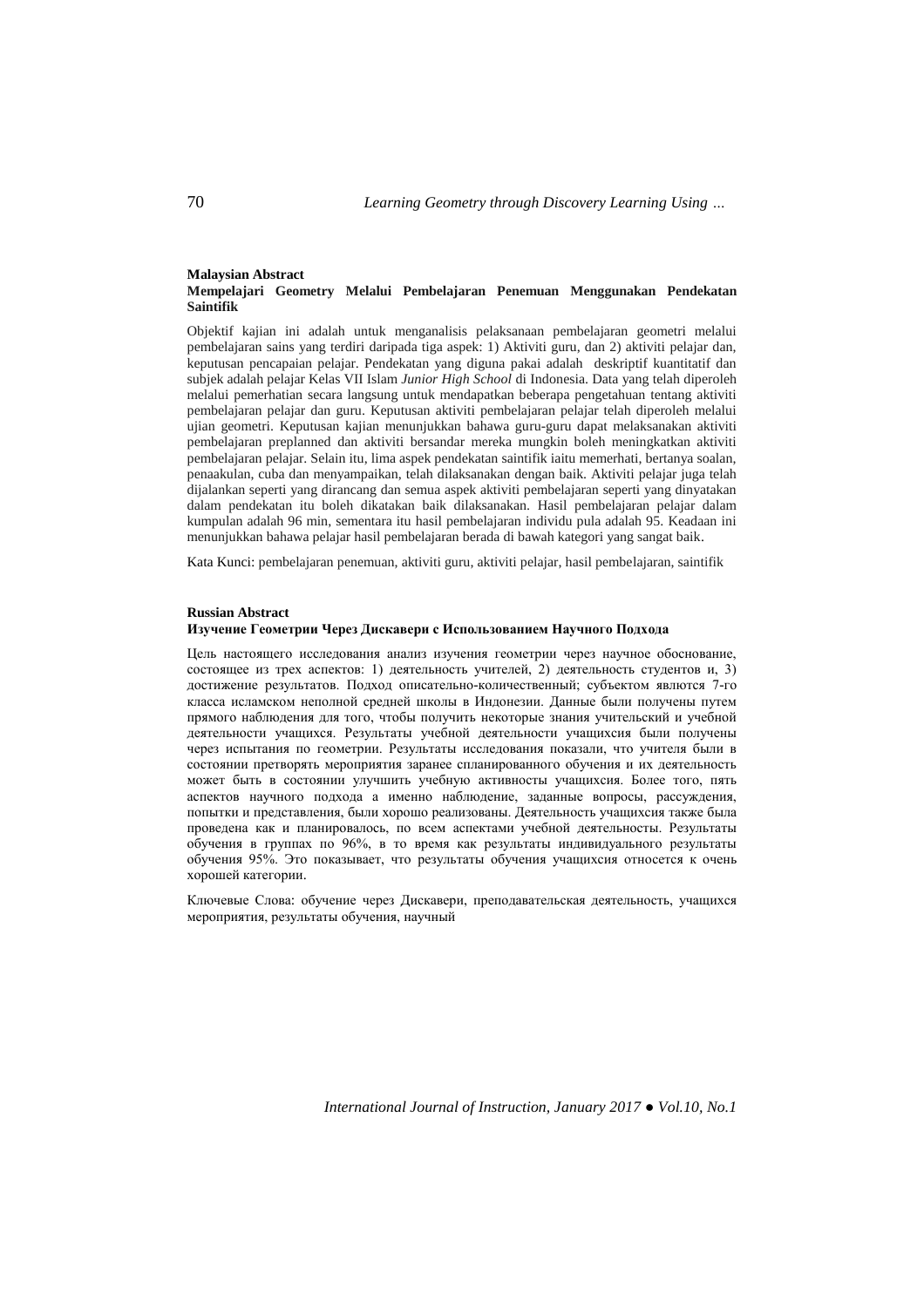**Malaysian Abstract**

**Mempelajari Geometry Melalui Pembelajaran Penemuan Menggunakan Pendekatan Saintifik**

Objektif kajian ini adalah untuk menganalisis pelaksanaan pembelajaran geometri melalui pembelajaran sains yang terdiri daripada tiga aspek: 1) Aktiviti guru, dan 2) aktiviti pelajar dan, keputusan pencapaian pelajar. Pendekatan yang diguna pakai adalah deskriptif kuantitatif dan subjek adalah pelajar Kelas VII Islam *Junior High School* di Indonesia. Data yang telah diperoleh melalui pemerhatian secara langsung untuk mendapatkan beberapa pengetahuan tentang aktiviti pembelajaran pelajar dan guru. Keputusan aktiviti pembelajaran pelajar telah diperoleh melalui ujian geometri. Keputusan kajian menunjukkan bahawa guru-guru dapat melaksanakan aktiviti pembelajaran preplanned dan aktiviti bersandar mereka mungkin boleh meningkatkan aktiviti pembelajaran pelajar. Selain itu, lima aspek pendekatan saintifik iaitu memerhati, bertanya soalan, penaakulan, cuba dan menyampaikan, telah dilaksanakan dengan baik. Aktiviti pelajar juga telah dijalankan seperti yang dirancang dan semua aspek aktiviti pembelajaran seperti yang dinyatakan dalam pendekatan itu boleh dikatakan baik dilaksanakan. Hasil pembelajaran pelajar dalam kumpulan adalah 96 min, sementara itu hasil pembelajaran individu pula adalah 95. Keadaan ini menunjukkan bahawa pelajar hasil pembelajaran berada di bawah kategori yang sangat baik.

Kata Kunci: pembelajaran penemuan, aktiviti guru, aktiviti pelajar, hasil pembelajaran, saintifik

**Russian Abstract**

**Изучение Геометрии Через Дискавери с Использованием Научного Подхода**

Цель настоящего исследования анализ изучения геометрии через научное обоснование, состоящее из трех аспектов: 1) деятельность учителей, 2) деятельность студентов и, 3) достижение результатов. Подход описательно-количественный; субъектом являются 7-го класса исламском неполной средней школы в Индонезии. Данные были получены путем прямого наблюдения для того, чтобы получить некоторые знания учительский и учебной деятельности учащихся. Результаты учебной деятельности учащихся были получены через испытания по геометрии. Результаты исследования показали, что учителя были в состоянии претворять мероприятия заранее спланированного обучения и их деятельность может быть в состоянии улучшить учебную активносты учащихся. Более того, пять аспектов научного подхода а именно наблюдение, заданные вопросы, рассуждения, попытки и представления, были хорошо реализованы. Деятельность учащихся также была проведена как и планировалось, по всем аспектами учебной деятельносты. Результаты обучения в группах по 96%, в то время как результаты индивидуального результаты обучения 95%. Это показывает, что результаты обучения учащихся относется к очень хорошей категории.

Ключевые Слова: обучение через Дискавери, преподавательская деятельность, учащихся мероприятия, результаты обучения, научный